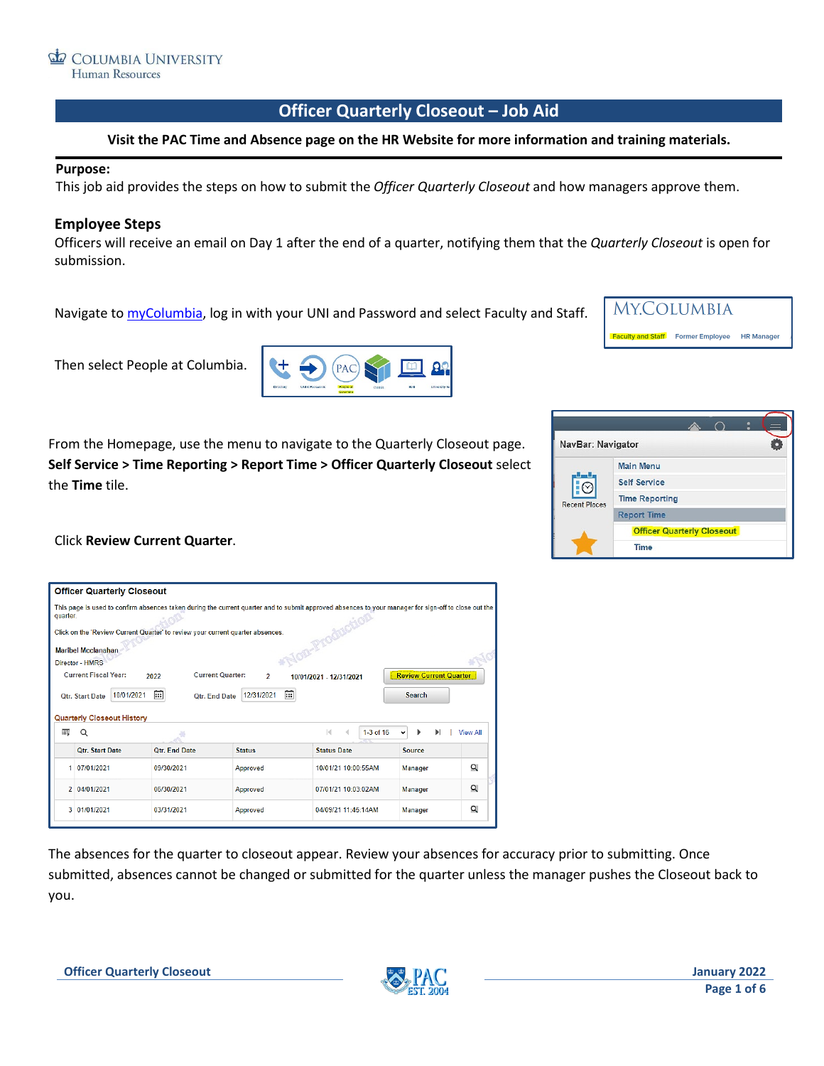Columbia University
Human Resources

# Officer Quarterly Closeout – Job Aid

**Visit the PAC Time and Absence page on the HR Website for more information and training materials.**

**Purpose:**
This job aid provides the steps on how to submit the *Officer Quarterly Closeout* and how managers approve them.

## Employee Steps

Officers will receive an email on Day 1 after the end of a quarter, notifying them that the *Quarterly Closeout* is open for submission.

Navigate to [myColumbia](), log in with your UNI and Password and select Faculty and Staff.

Then select People at Columbia.

From the Homepage, use the menu to navigate to the Quarterly Closeout page. **Self Service > Time Reporting > Report Time > Officer Quarterly Closeout** select the **Time** tile.

Click **Review Current Quarter**.

The absences for the quarter to closeout appear. Review your absences for accuracy prior to submitting. Once submitted, absences cannot be changed or submitted for the quarter unless the manager pushes the Closeout back to you.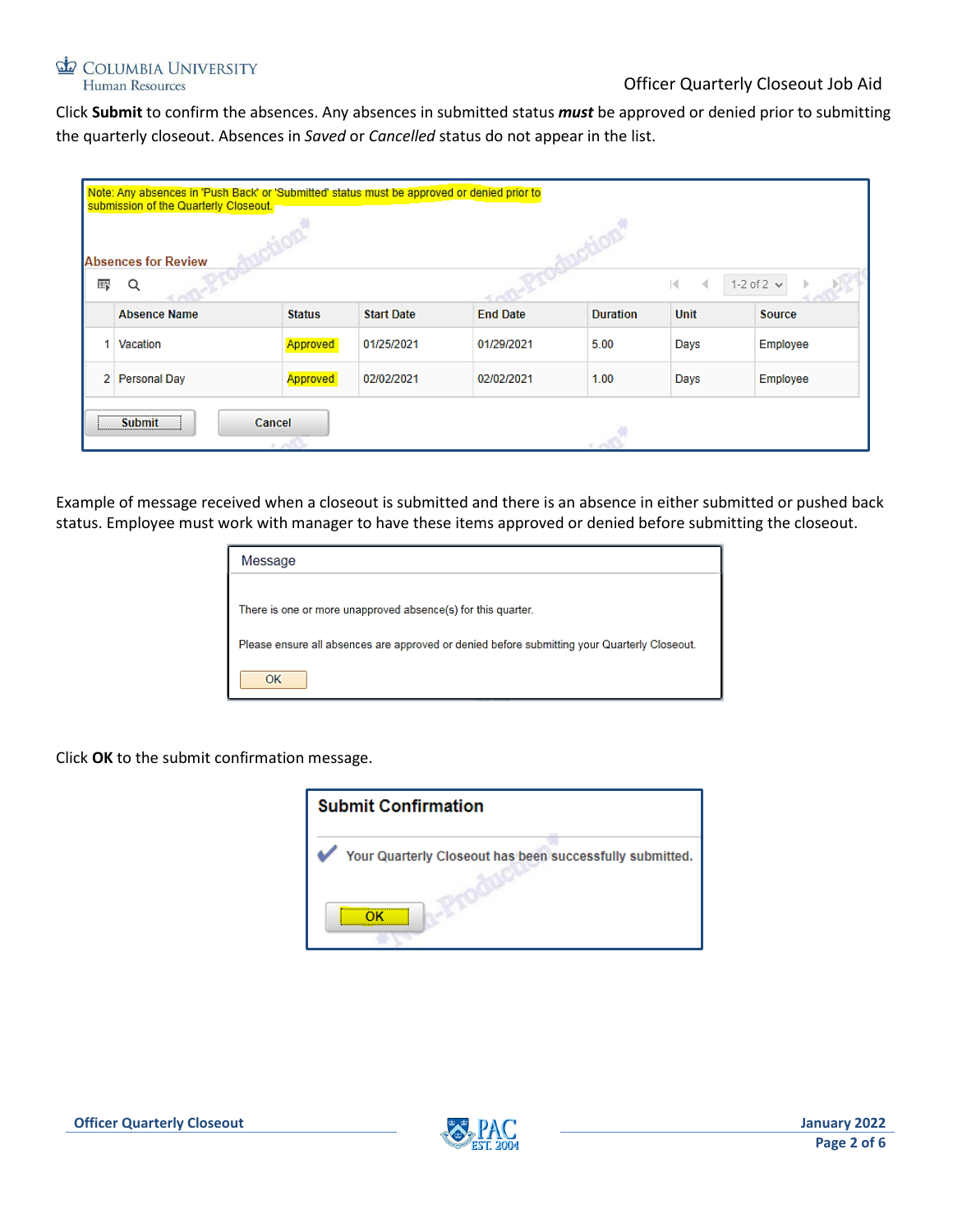Click **Submit** to confirm the absences. Any absences in submitted status ***must*** be approved or denied prior to submitting the quarterly closeout. Absences in *Saved* or *Cancelled* status do not appear in the list.

Note: Any absences in 'Push Back' or 'Submitted' status must be approved or denied prior to submission of the Quarterly Closeout.

**Absences for Review**

1-2 of 2

| | Absence Name | Status | Start Date | End Date | Duration | Unit | Source |
|---|---|---|---|---|---|---|---|
| 1 | Vacation | Approved | 01/25/2021 | 01/29/2021 | 5.00 | Days | Employee |
| 2 | Personal Day | Approved | 02/02/2021 | 02/02/2021 | 1.00 | Days | Employee |

Submit    Cancel

Example of message received when a closeout is submitted and there is an absence in either submitted or pushed back status. Employee must work with manager to have these items approved or denied before submitting the closeout.

Message

There is one or more unapproved absence(s) for this quarter.

Please ensure all absences are approved or denied before submitting your Quarterly Closeout.

OK

Click **OK** to the submit confirmation message.

**Submit Confirmation**

Your Quarterly Closeout has been successfully submitted.

OK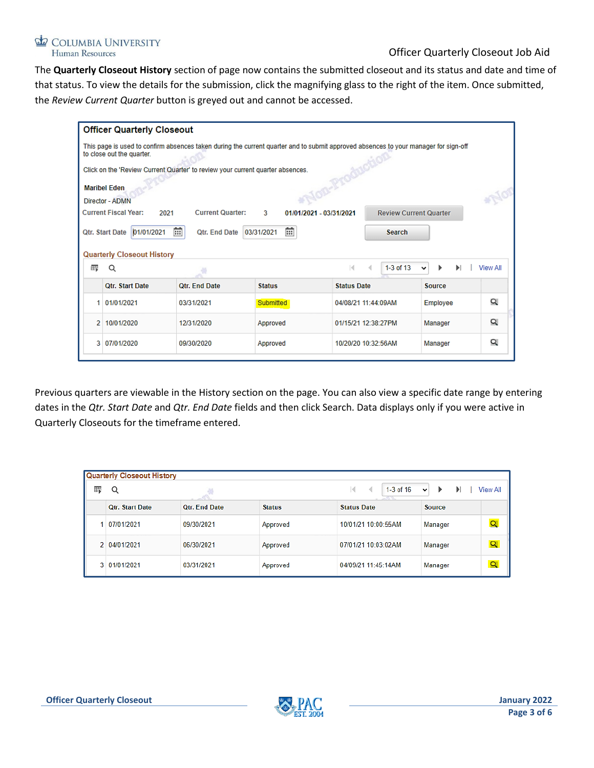The **Quarterly Closeout History** section of page now contains the submitted closeout and its status and date and time of that status. To view the details for the submission, click the magnifying glass to the right of the item. Once submitted, the *Review Current Quarter* button is greyed out and cannot be accessed.

**Officer Quarterly Closeout**

This page is used to confirm absences taken during the current quarter and to submit approved absences to your manager for sign-off to close out the quarter.

Click on the 'Review Current Quarter' to review your current quarter absences.

Maribel Eden

Director - ADMN

Current Fiscal Year: 2021 Current Quarter: 3 01/01/2021 - 03/31/2021 [Review Current Quarter]

Qtr. Start Date 01/01/2021 Qtr. End Date 03/31/2021 [Search]

Quarterly Closeout History (1-3 of 13 | View All)

| | Qtr. Start Date | Qtr. End Date | Status | Status Date | Source |
|---|---|---|---|---|---|
| 1 | 01/01/2021 | 03/31/2021 | Submitted | 04/08/21 11:44:09AM | Employee |
| 2 | 10/01/2020 | 12/31/2020 | Approved | 01/15/21 12:38:27PM | Manager |
| 3 | 07/01/2020 | 09/30/2020 | Approved | 10/20/20 10:32:56AM | Manager |

Previous quarters are viewable in the History section on the page. You can also view a specific date range by entering dates in the *Qtr. Start Date* and *Qtr. End Date* fields and then click Search. Data displays only if you were active in Quarterly Closeouts for the timeframe entered.

Quarterly Closeout History (1-3 of 16 | View All)

| | Qtr. Start Date | Qtr. End Date | Status | Status Date | Source |
|---|---|---|---|---|---|
| 1 | 07/01/2021 | 09/30/2021 | Approved | 10/01/21 10:00:55AM | Manager |
| 2 | 04/01/2021 | 06/30/2021 | Approved | 07/01/21 10:03:02AM | Manager |
| 3 | 01/01/2021 | 03/31/2021 | Approved | 04/09/21 11:45:14AM | Manager |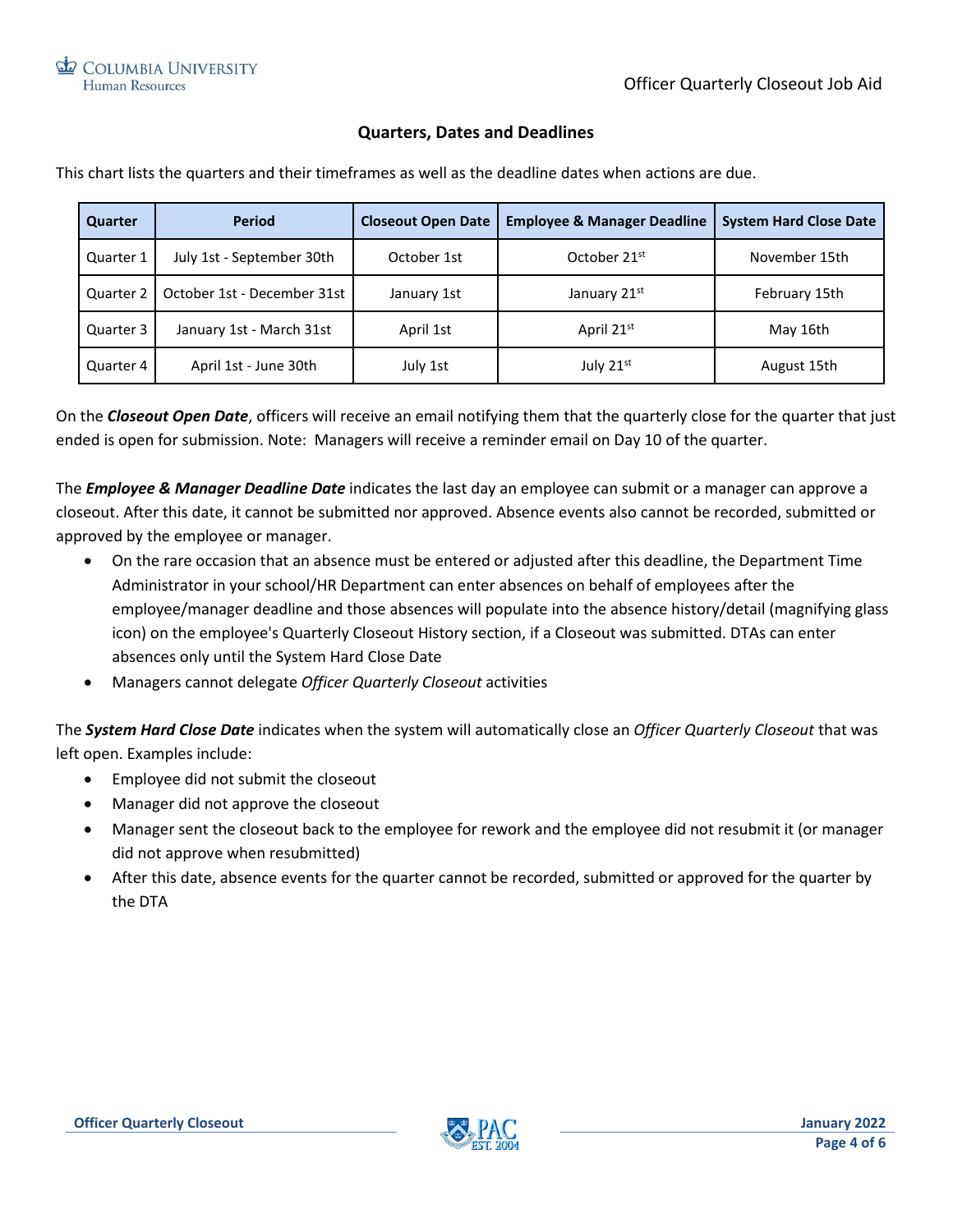## Quarters, Dates and Deadlines

This chart lists the quarters and their timeframes as well as the deadline dates when actions are due.

| Quarter | Period | Closeout Open Date | Employee & Manager Deadline | System Hard Close Date |
|---|---|---|---|---|
| Quarter 1 | July 1st - September 30th | October 1st | October 21st | November 15th |
| Quarter 2 | October 1st - December 31st | January 1st | January 21st | February 15th |
| Quarter 3 | January 1st - March 31st | April 1st | April 21st | May 16th |
| Quarter 4 | April 1st - June 30th | July 1st | July 21st | August 15th |

On the ***Closeout Open Date***, officers will receive an email notifying them that the quarterly close for the quarter that just ended is open for submission. Note: Managers will receive a reminder email on Day 10 of the quarter.

The ***Employee & Manager Deadline Date*** indicates the last day an employee can submit or a manager can approve a closeout. After this date, it cannot be submitted nor approved. Absence events also cannot be recorded, submitted or approved by the employee or manager.

- On the rare occasion that an absence must be entered or adjusted after this deadline, the Department Time Administrator in your school/HR Department can enter absences on behalf of employees after the employee/manager deadline and those absences will populate into the absence history/detail (magnifying glass icon) on the employee's Quarterly Closeout History section, if a Closeout was submitted. DTAs can enter absences only until the System Hard Close Date
- Managers cannot delegate *Officer Quarterly Closeout* activities

The ***System Hard Close Date*** indicates when the system will automatically close an *Officer Quarterly Closeout* that was left open. Examples include:

- Employee did not submit the closeout
- Manager did not approve the closeout
- Manager sent the closeout back to the employee for rework and the employee did not resubmit it (or manager did not approve when resubmitted)
- After this date, absence events for the quarter cannot be recorded, submitted or approved for the quarter by the DTA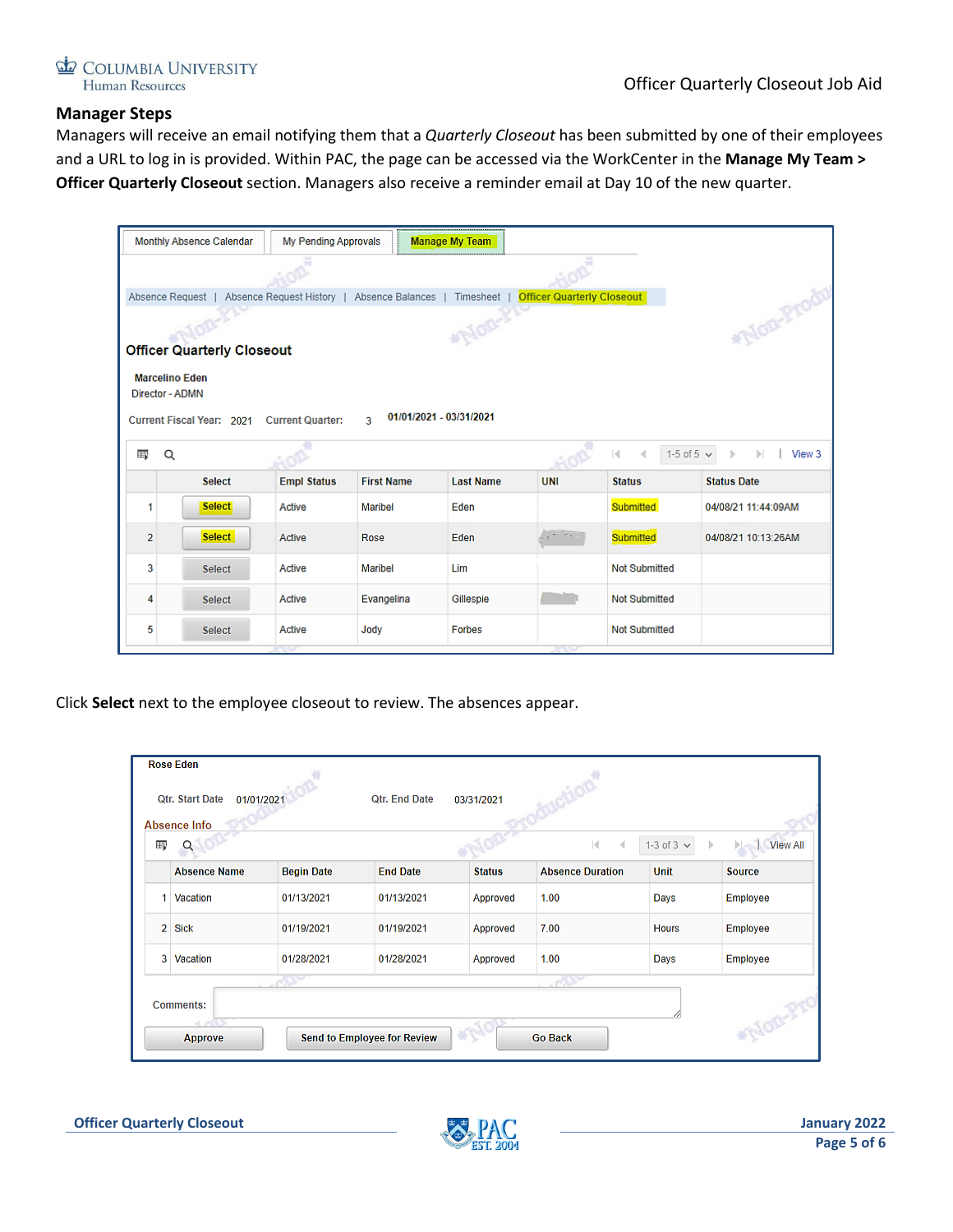## Manager Steps

Managers will receive an email notifying them that a *Quarterly Closeout* has been submitted by one of their employees and a URL to log in is provided. Within PAC, the page can be accessed via the WorkCenter in the **Manage My Team > Officer Quarterly Closeout** section. Managers also receive a reminder email at Day 10 of the new quarter.

Monthly Absence Calendar | My Pending Approvals | Manage My Team

Absence Request | Absence Request History | Absence Balances | Timesheet | Officer Quarterly Closeout

**Officer Quarterly Closeout**

**Marcelino Eden**
Director - ADMN

Current Fiscal Year: 2021 Current Quarter: 3 01/01/2021 - 03/31/2021

| | Select | Empl Status | First Name | Last Name | UNI | Status | Status Date |
|---|---|---|---|---|---|---|---|
| 1 | Select | Active | Maribel | Eden | | Submitted | 04/08/21 11:44:09AM |
| 2 | Select | Active | Rose | Eden | | Submitted | 04/08/21 10:13:26AM |
| 3 | Select | Active | Maribel | Lim | | Not Submitted | |
| 4 | Select | Active | Evangelina | Gillespie | | Not Submitted | |
| 5 | Select | Active | Jody | Forbes | | Not Submitted | |

Click **Select** next to the employee closeout to review. The absences appear.

Rose Eden

Qtr. Start Date 01/01/2021 Qtr. End Date 03/31/2021

Absence Info

| | Absence Name | Begin Date | End Date | Status | Absence Duration | Unit | Source |
|---|---|---|---|---|---|---|---|
| 1 | Vacation | 01/13/2021 | 01/13/2021 | Approved | 1.00 | Days | Employee |
| 2 | Sick | 01/19/2021 | 01/19/2021 | Approved | 7.00 | Hours | Employee |
| 3 | Vacation | 01/28/2021 | 01/28/2021 | Approved | 1.00 | Days | Employee |

Comments:

Approve | Send to Employee for Review | Go Back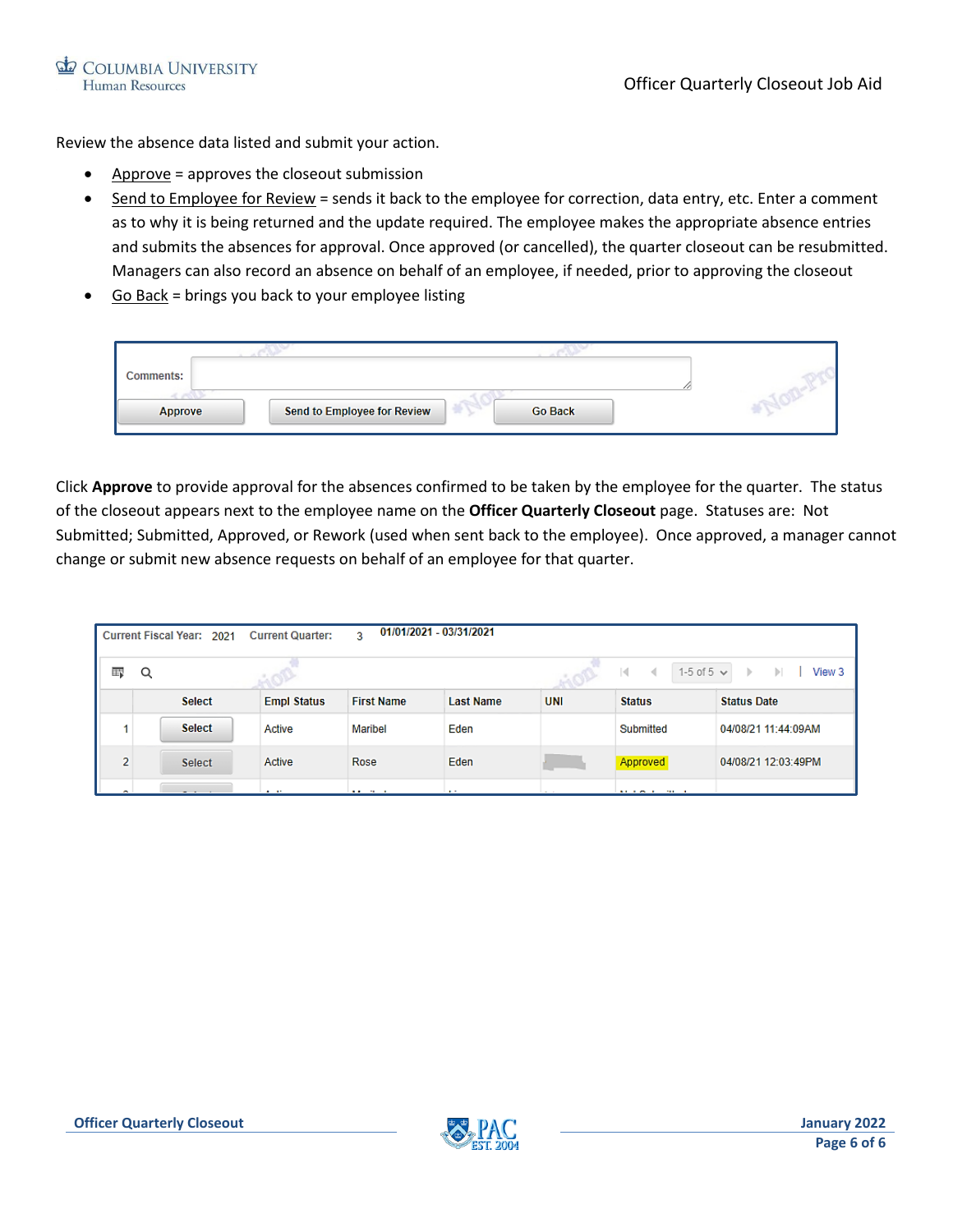Review the absence data listed and submit your action.

- Approve = approves the closeout submission
- Send to Employee for Review = sends it back to the employee for correction, data entry, etc. Enter a comment as to why it is being returned and the update required. The employee makes the appropriate absence entries and submits the absences for approval. Once approved (or cancelled), the quarter closeout can be resubmitted. Managers can also record an absence on behalf of an employee, if needed, prior to approving the closeout
- Go Back = brings you back to your employee listing

Comments:

Approve | Send to Employee for Review | Go Back

Click **Approve** to provide approval for the absences confirmed to be taken by the employee for the quarter. The status of the closeout appears next to the employee name on the **Officer Quarterly Closeout** page. Statuses are: Not Submitted; Submitted, Approved, or Rework (used when sent back to the employee). Once approved, a manager cannot change or submit new absence requests on behalf of an employee for that quarter.

Current Fiscal Year: 2021 Current Quarter: 3 01/01/2021 - 03/31/2021

| | Select | Empl Status | First Name | Last Name | UNI | Status | Status Date |
|---|---|---|---|---|---|---|---|
| 1 | Select | Active | Maribel | Eden | | Submitted | 04/08/21 11:44:09AM |
| 2 | Select | Active | Rose | Eden | | Approved | 04/08/21 12:03:49PM |